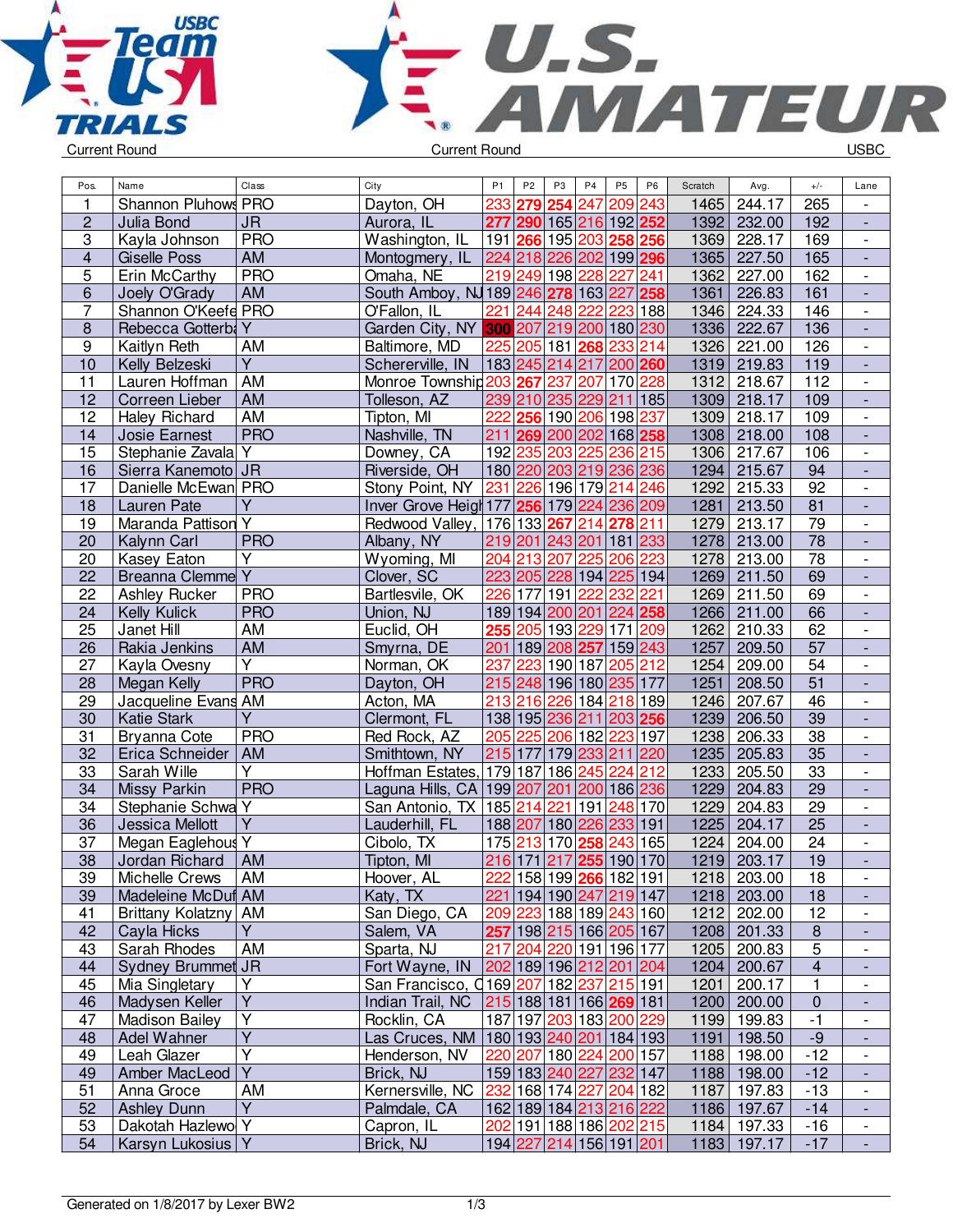Current Round

Current Round

USBC

| Pos. | Name | Class | City | P1 | P2 | P3 | P4 | P5 | P6 | Scratch | Avg. | +/- | Lane |
|---|---|---|---|---|---|---|---|---|---|---|---|---|---|
| 1 | Shannon Pluhows | PRO | Dayton, OH | 233 | 279 | 254 | 247 | 209 | 243 | 1465 | 244.17 | 265 | - |
| 2 | Julia Bond | JR | Aurora, IL | 277 | 290 | 165 | 216 | 192 | 252 | 1392 | 232.00 | 192 | - |
| 3 | Kayla Johnson | PRO | Washington, IL | 191 | 266 | 195 | 203 | 258 | 256 | 1369 | 228.17 | 169 | - |
| 4 | Giselle Poss | AM | Montogmery, IL | 224 | 218 | 226 | 202 | 199 | 296 | 1365 | 227.50 | 165 | - |
| 5 | Erin McCarthy | PRO | Omaha, NE | 219 | 249 | 198 | 228 | 227 | 241 | 1362 | 227.00 | 162 | - |
| 6 | Joely O'Grady | AM | South Amboy, NJ | 189 | 246 | 278 | 163 | 227 | 258 | 1361 | 226.83 | 161 | - |
| 7 | Shannon O'Keefe | PRO | O'Fallon, IL | 221 | 244 | 248 | 222 | 223 | 188 | 1346 | 224.33 | 146 | - |
| 8 | Rebecca Gotterba | Y | Garden City, NY | 300 | 207 | 219 | 200 | 180 | 230 | 1336 | 222.67 | 136 | - |
| 9 | Kaitlyn Reth | AM | Baltimore, MD | 225 | 205 | 181 | 268 | 233 | 214 | 1326 | 221.00 | 126 | - |
| 10 | Kelly Belzeski | Y | Schererville, IN | 183 | 245 | 214 | 217 | 200 | 260 | 1319 | 219.83 | 119 | - |
| 11 | Lauren Hoffman | AM | Monroe Township | 203 | 267 | 237 | 207 | 170 | 228 | 1312 | 218.67 | 112 | - |
| 12 | Correen Lieber | AM | Tolleson, AZ | 239 | 210 | 235 | 229 | 211 | 185 | 1309 | 218.17 | 109 | - |
| 12 | Haley Richard | AM | Tipton, MI | 222 | 256 | 190 | 206 | 198 | 237 | 1309 | 218.17 | 109 | - |
| 14 | Josie Earnest | PRO | Nashville, TN | 211 | 269 | 200 | 202 | 168 | 258 | 1308 | 218.00 | 108 | - |
| 15 | Stephanie Zavala | Y | Downey, CA | 192 | 235 | 203 | 225 | 236 | 215 | 1306 | 217.67 | 106 | - |
| 16 | Sierra Kanemoto | JR | Riverside, OH | 180 | 220 | 203 | 219 | 236 | 236 | 1294 | 215.67 | 94 | - |
| 17 | Danielle McEwan | PRO | Stony Point, NY | 231 | 226 | 196 | 179 | 214 | 246 | 1292 | 215.33 | 92 | - |
| 18 | Lauren Pate | Y | Inver Grove Heigh | 177 | 256 | 179 | 224 | 236 | 209 | 1281 | 213.50 | 81 | - |
| 19 | Maranda Pattison | Y | Redwood Valley, | 176 | 133 | 267 | 214 | 278 | 211 | 1279 | 213.17 | 79 | - |
| 20 | Kalynn Carl | PRO | Albany, NY | 219 | 201 | 243 | 201 | 181 | 233 | 1278 | 213.00 | 78 | - |
| 20 | Kasey Eaton | Y | Wyoming, MI | 204 | 213 | 207 | 225 | 206 | 223 | 1278 | 213.00 | 78 | - |
| 22 | Breanna Clemme | Y | Clover, SC | 223 | 205 | 228 | 194 | 225 | 194 | 1269 | 211.50 | 69 | - |
| 22 | Ashley Rucker | PRO | Bartlesvile, OK | 226 | 177 | 191 | 222 | 232 | 221 | 1269 | 211.50 | 69 | - |
| 24 | Kelly Kulick | PRO | Union, NJ | 189 | 194 | 200 | 201 | 224 | 258 | 1266 | 211.00 | 66 | - |
| 25 | Janet Hill | AM | Euclid, OH | 255 | 205 | 193 | 229 | 171 | 209 | 1262 | 210.33 | 62 | - |
| 26 | Rakia Jenkins | AM | Smyrna, DE | 201 | 189 | 208 | 257 | 159 | 243 | 1257 | 209.50 | 57 | - |
| 27 | Kayla Ovesny | Y | Norman, OK | 237 | 223 | 190 | 187 | 205 | 212 | 1254 | 209.00 | 54 | - |
| 28 | Megan Kelly | PRO | Dayton, OH | 215 | 248 | 196 | 180 | 235 | 177 | 1251 | 208.50 | 51 | - |
| 29 | Jacqueline Evans | AM | Acton, MA | 213 | 216 | 226 | 184 | 218 | 189 | 1246 | 207.67 | 46 | - |
| 30 | Katie Stark | Y | Clermont, FL | 138 | 195 | 236 | 211 | 203 | 256 | 1239 | 206.50 | 39 | - |
| 31 | Bryanna Cote | PRO | Red Rock, AZ | 205 | 225 | 206 | 182 | 223 | 197 | 1238 | 206.33 | 38 | - |
| 32 | Erica Schneider | AM | Smithtown, NY | 215 | 177 | 179 | 233 | 211 | 220 | 1235 | 205.83 | 35 | - |
| 33 | Sarah Wille | Y | Hoffman Estates, | 179 | 187 | 186 | 245 | 224 | 212 | 1233 | 205.50 | 33 | - |
| 34 | Missy Parkin | PRO | Laguna Hills, CA | 199 | 207 | 201 | 200 | 186 | 236 | 1229 | 204.83 | 29 | - |
| 34 | Stephanie Schwa | Y | San Antonio, TX | 185 | 214 | 221 | 191 | 248 | 170 | 1229 | 204.83 | 29 | - |
| 36 | Jessica Mellott | Y | Lauderhill, FL | 188 | 207 | 180 | 226 | 233 | 191 | 1225 | 204.17 | 25 | - |
| 37 | Megan Eaglehous | Y | Cibolo, TX | 175 | 213 | 170 | 258 | 243 | 165 | 1224 | 204.00 | 24 | - |
| 38 | Jordan Richard | AM | Tipton, MI | 216 | 171 | 217 | 255 | 190 | 170 | 1219 | 203.17 | 19 | - |
| 39 | Michelle Crews | AM | Hoover, AL | 222 | 158 | 199 | 266 | 182 | 191 | 1218 | 203.00 | 18 | - |
| 39 | Madeleine McDuf | AM | Katy, TX | 221 | 194 | 190 | 247 | 219 | 147 | 1218 | 203.00 | 18 | - |
| 41 | Brittany Kolatzny | AM | San Diego, CA | 209 | 223 | 188 | 189 | 243 | 160 | 1212 | 202.00 | 12 | - |
| 42 | Cayla Hicks | Y | Salem, VA | 257 | 198 | 215 | 166 | 205 | 167 | 1208 | 201.33 | 8 | - |
| 43 | Sarah Rhodes | AM | Sparta, NJ | 217 | 204 | 220 | 191 | 196 | 177 | 1205 | 200.83 | 5 | - |
| 44 | Sydney Brummet | JR | Fort Wayne, IN | 202 | 189 | 196 | 212 | 201 | 204 | 1204 | 200.67 | 4 | - |
| 45 | Mia Singletary | Y | San Francisco, C | 169 | 207 | 182 | 237 | 215 | 191 | 1201 | 200.17 | 1 | - |
| 46 | Madysen Keller | Y | Indian Trail, NC | 215 | 188 | 181 | 166 | 269 | 181 | 1200 | 200.00 | 0 | - |
| 47 | Madison Bailey | Y | Rocklin, CA | 187 | 197 | 203 | 183 | 200 | 229 | 1199 | 199.83 | -1 | - |
| 48 | Adel Wahner | Y | Las Cruces, NM | 180 | 193 | 240 | 201 | 184 | 193 | 1191 | 198.50 | -9 | - |
| 49 | Leah Glazer | Y | Henderson, NV | 220 | 207 | 180 | 224 | 200 | 157 | 1188 | 198.00 | -12 | - |
| 49 | Amber MacLeod | Y | Brick, NJ | 159 | 183 | 240 | 227 | 232 | 147 | 1188 | 198.00 | -12 | - |
| 51 | Anna Groce | AM | Kernersville, NC | 232 | 168 | 174 | 227 | 204 | 182 | 1187 | 197.83 | -13 | - |
| 52 | Ashley Dunn | Y | Palmdale, CA | 162 | 189 | 184 | 213 | 216 | 222 | 1186 | 197.67 | -14 | - |
| 53 | Dakotah Hazlewo | Y | Capron, IL | 202 | 191 | 188 | 186 | 202 | 215 | 1184 | 197.33 | -16 | - |
| 54 | Karsyn Lukosius | Y | Brick, NJ | 194 | 227 | 214 | 156 | 191 | 201 | 1183 | 197.17 | -17 | - |

Generated on 1/8/2017 by Lexer BW2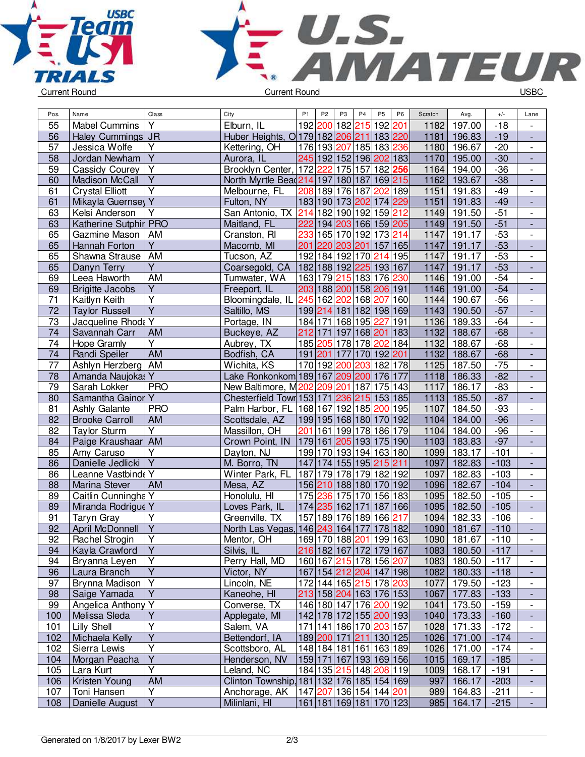Current Round | Current Round | USBC

| Pos. | Name | Class | City | P1 | P2 | P3 | P4 | P5 | P6 | Scratch | Avg. | +/- | Lane |
|---|---|---|---|---|---|---|---|---|---|---|---|---|---|
| 55 | Mabel Cummins | Y | Elburn, IL | 192 | 200 | 182 | 215 | 192 | 201 | 1182 | 197.00 | -18 | - |
| 56 | Haley Cummings | JR | Huber Heights, O | 179 | 182 | 206 | 211 | 183 | 220 | 1181 | 196.83 | -19 | - |
| 57 | Jessica Wolfe | Y | Kettering, OH | 176 | 193 | 207 | 185 | 183 | 236 | 1180 | 196.67 | -20 | - |
| 58 | Jordan Newham | Y | Aurora, IL | 245 | 192 | 152 | 196 | 202 | 183 | 1170 | 195.00 | -30 | - |
| 59 | Cassidy Courey | Y | Brooklyn Center, | 172 | 222 | 175 | 157 | 182 | **256** | 1164 | 194.00 | -36 | - |
| 60 | Madison McCall | Y | North Myrtle Beac | 214 | 197 | 180 | 187 | 169 | 215 | 1162 | 193.67 | -38 | - |
| 61 | Crystal Elliott | Y | Melbourne, FL | 208 | 189 | 176 | 187 | 202 | 189 | 1151 | 191.83 | -49 | - |
| 61 | Mikayla Guernsey | Y | Fulton, NY | 183 | 190 | 173 | 202 | 174 | 229 | 1151 | 191.83 | -49 | - |
| 63 | Kelsi Anderson | Y | San Antonio, TX | 214 | 182 | 190 | 192 | 159 | 212 | 1149 | 191.50 | -51 | - |
| 63 | Katherine Sutphin | PRO | Maitland, FL | 222 | 194 | 203 | 166 | 159 | 205 | 1149 | 191.50 | -51 | - |
| 65 | Gazmine Mason | AM | Cranston, RI | 233 | 165 | 170 | 192 | 173 | 214 | 1147 | 191.17 | -53 | - |
| 65 | Hannah Forton | Y | Macomb, MI | 201 | 220 | 203 | 201 | 157 | 165 | 1147 | 191.17 | -53 | - |
| 65 | Shawna Strause | AM | Tucson, AZ | 192 | 184 | 192 | 170 | 214 | 195 | 1147 | 191.17 | -53 | - |
| 65 | Danyn Terry | Y | Coarsegold, CA | 182 | 188 | 192 | 225 | 193 | 167 | 1147 | 191.17 | -53 | - |
| 69 | Leea Haworth | AM | Tumwater, WA | 163 | 179 | 215 | 183 | 176 | 230 | 1146 | 191.00 | -54 | - |
| 69 | Brigitte Jacobs | Y | Freeport, IL | 203 | 188 | 200 | 158 | 206 | 191 | 1146 | 191.00 | -54 | - |
| 71 | Kaitlyn Keith | Y | Bloomingdale, IL | 245 | 162 | 202 | 168 | 207 | 160 | 1144 | 190.67 | -56 | - |
| 72 | Taylor Russell | Y | Saltillo, MS | 199 | 214 | 181 | 182 | 198 | 169 | 1143 | 190.50 | -57 | - |
| 73 | Jacqueline Rhoda | Y | Portage, IN | 184 | 171 | 168 | 195 | 227 | 191 | 1136 | 189.33 | -64 | - |
| 74 | Savannah Carr | AM | Buckeye, AZ | 212 | 171 | 197 | 168 | 201 | 183 | 1132 | 188.67 | -68 | - |
| 74 | Hope Gramly | Y | Aubrey, TX | 185 | 205 | 178 | 178 | 202 | 184 | 1132 | 188.67 | -68 | - |
| 74 | Randi Speiler | AM | Bodfish, CA | 191 | 201 | 177 | 170 | 192 | 201 | 1132 | 188.67 | -68 | - |
| 77 | Ashlyn Herzberg | AM | Wichita, KS | 170 | 192 | 200 | 203 | 182 | 178 | 1125 | 187.50 | -75 | - |
| 78 | Amanda Naujokas | Y | Lake Ronkonkom | 189 | 167 | 209 | 200 | 176 | 177 | 1118 | 186.33 | -82 | - |
| 79 | Sarah Lokker | PRO | New Baltimore, M | 202 | 209 | 201 | 187 | 175 | 143 | 1117 | 186.17 | -83 | - |
| 80 | Samantha Gainor | Y | Chesterfield Town | 153 | 171 | 236 | 215 | 153 | 185 | 1113 | 185.50 | -87 | - |
| 81 | Ashly Galante | PRO | Palm Harbor, FL | 168 | 167 | 192 | 185 | 200 | 195 | 1107 | 184.50 | -93 | - |
| 82 | Brooke Carroll | AM | Scottsdale, AZ | 199 | 195 | 168 | 180 | 170 | 192 | 1104 | 184.00 | -96 | - |
| 82 | Taylor Sturm | Y | Massillon, OH | 201 | 161 | 199 | 178 | 186 | 179 | 1104 | 184.00 | -96 | - |
| 84 | Paige Kraushaar | AM | Crown Point, IN | 179 | 161 | 205 | 193 | 175 | 190 | 1103 | 183.83 | -97 | - |
| 85 | Amy Caruso | Y | Dayton, NJ | 199 | 170 | 193 | 194 | 163 | 180 | 1099 | 183.17 | -101 | - |
| 86 | Danielle Jedlicki | Y | M. Borro, TN | 147 | 174 | 155 | 195 | 215 | 211 | 1097 | 182.83 | -103 | - |
| 86 | Leanne Vastbinde | Y | Winter Park, FL | 187 | 179 | 178 | 179 | 182 | 192 | 1097 | 182.83 | -103 | - |
| 88 | Marina Stever | AM | Mesa, AZ | 156 | 210 | 188 | 180 | 170 | 192 | 1096 | 182.67 | -104 | - |
| 89 | Caitlin Cunningha | Y | Honolulu, HI | 175 | 236 | 175 | 170 | 156 | 183 | 1095 | 182.50 | -105 | - |
| 89 | Miranda Rodrigue | Y | Loves Park, IL | 174 | 235 | 162 | 171 | 187 | 166 | 1095 | 182.50 | -105 | - |
| 91 | Taryn Gray | Y | Greenville, TX | 157 | 189 | 176 | 189 | 166 | 217 | 1094 | 182.33 | -106 | - |
| 92 | April McDonnell | Y | North Las Vegas, | 146 | 243 | 164 | 177 | 178 | 182 | 1090 | 181.67 | -110 | - |
| 92 | Rachel Strogin | Y | Mentor, OH | 169 | 170 | 188 | 201 | 199 | 163 | 1090 | 181.67 | -110 | - |
| 94 | Kayla Crawford | Y | Silvis, IL | 216 | 182 | 167 | 172 | 179 | 167 | 1083 | 180.50 | -117 | - |
| 94 | Bryanna Leyen | Y | Perry Hall, MD | 160 | 167 | 215 | 178 | 156 | 207 | 1083 | 180.50 | -117 | - |
| 96 | Laura Branch | Y | Victor, NY | 167 | 154 | 212 | 204 | 147 | 198 | 1082 | 180.33 | -118 | - |
| 97 | Brynna Madison | Y | Lincoln, NE | 172 | 144 | 165 | 215 | 178 | 203 | 1077 | 179.50 | -123 | - |
| 98 | Saige Yamada | Y | Kaneohe, HI | 213 | 158 | 204 | 163 | 176 | 153 | 1067 | 177.83 | -133 | - |
| 99 | Angelica Anthony | Y | Converse, TX | 146 | 180 | 147 | 176 | 200 | 192 | 1041 | 173.50 | -159 | - |
| 100 | Melissa Sleda | Y | Applegate, MI | 142 | 178 | 172 | 155 | 200 | 193 | 1040 | 173.33 | -160 | - |
| 101 | Lilly Shell | Y | Salem, VA | 171 | 141 | 186 | 170 | 203 | 157 | 1028 | 171.33 | -172 | - |
| 102 | Michaela Kelly | Y | Bettendorf, IA | 189 | 200 | 171 | 211 | 130 | 125 | 1026 | 171.00 | -174 | - |
| 102 | Sierra Lewis | Y | Scottsboro, AL | 148 | 184 | 181 | 161 | 163 | 189 | 1026 | 171.00 | -174 | - |
| 104 | Morgan Peacha | Y | Henderson, NV | 159 | 171 | 167 | 193 | 169 | 156 | 1015 | 169.17 | -185 | - |
| 105 | Lara Kurt | Y | Leland, NC | 184 | 135 | 215 | 148 | 208 | 119 | 1009 | 168.17 | -191 | - |
| 106 | Kristen Young | AM | Clinton Township, | 181 | 132 | 176 | 185 | 154 | 169 | 997 | 166.17 | -203 | - |
| 107 | Toni Hansen | Y | Anchorage, AK | 147 | 207 | 136 | 154 | 144 | 201 | 989 | 164.83 | -211 | - |
| 108 | Danielle August | Y | Milinlani, HI | 161 | 181 | 169 | 181 | 170 | 123 | 985 | 164.17 | -215 | - |

Generated on 1/8/2017 by Lexer BW2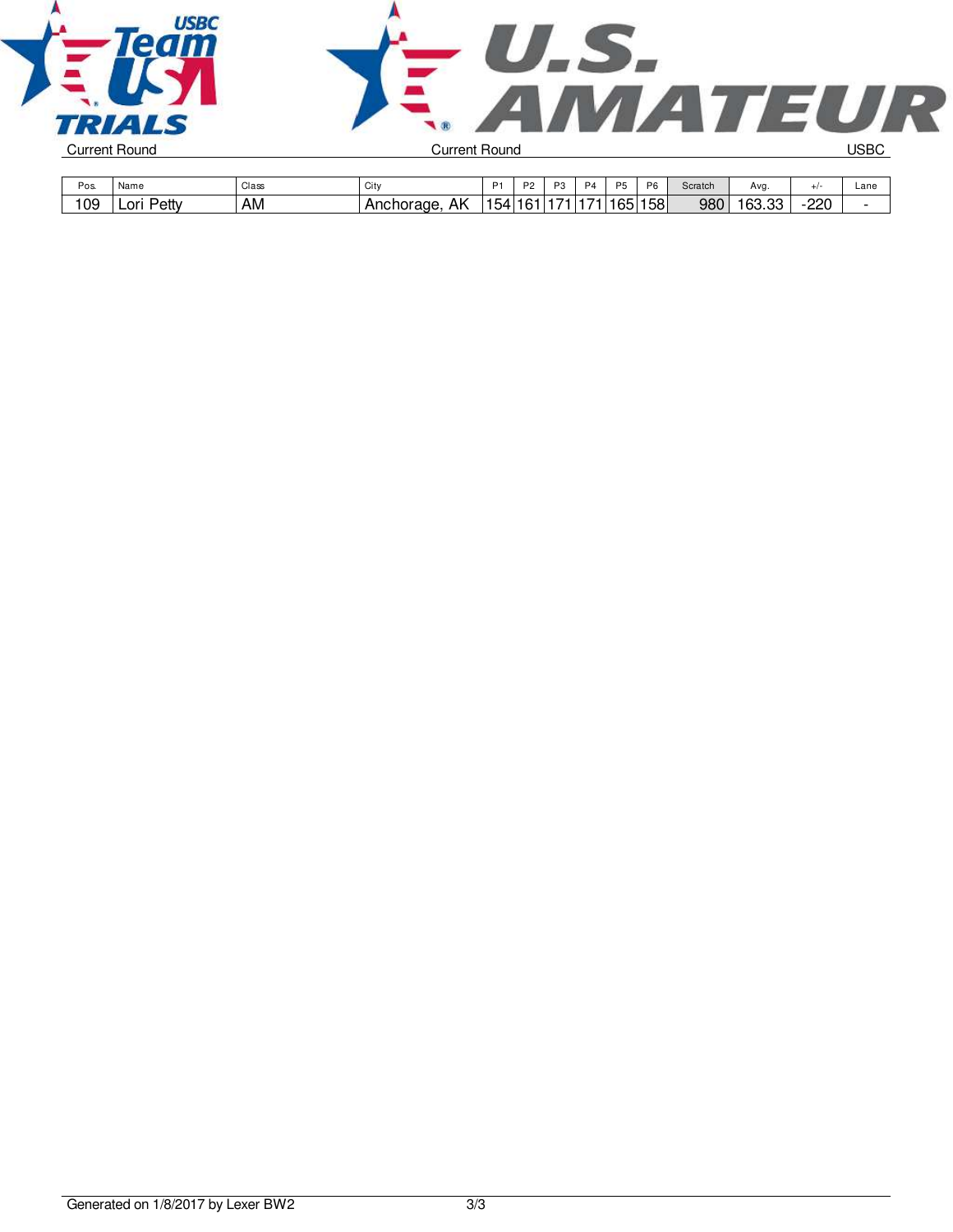| Pos. | Name | Class | City | P1 | P2 | P3 | P4 | P5 | P6 | Scratch | Avg. | +/- | Lane |
|---|---|---|---|---|---|---|---|---|---|---|---|---|---|
| 109 | Lori Petty | AM | Anchorage, AK | 154 | 161 | 171 | 171 | 165 | 158 | 980 | 163.33 | -220 | - |